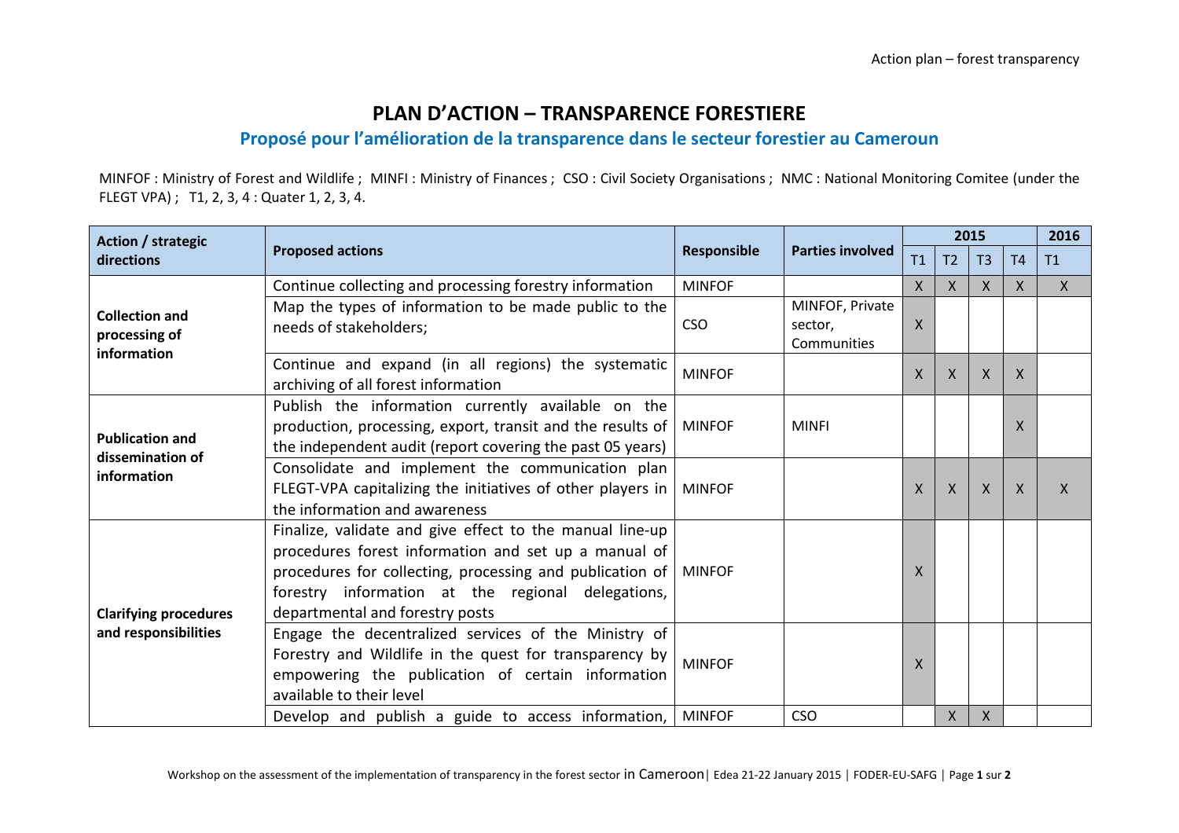# PLAN D'ACTION – TRANSPARENCE FORESTIERE

## Proposé pour l'amélioration de la transparence dans le secteur forestier au Cameroun

MINFOF : Ministry of Forest and Wildlife ; MINFI : Ministry of Finances ; CSO : Civil Society Organisations ; NMC : National Monitoring Comitee (under the FLEGT VPA) ; T1, 2, 3, 4 : Quater 1, 2, 3, 4.

| Action / strategic directions | Proposed actions | Responsible | Parties involved | 2015 | | | | 2016 |
|---|---|---|---|---|---|---|---|---|
| | | | | T1 | T2 | T3 | T4 | T1 |
| **Collection and processing of information** | Continue collecting and processing forestry information | MINFOF | | X | X | X | X | X |
| | Map the types of information to be made public to the needs of stakeholders; | CSO | MINFOF, Private sector, Communities | X | | | | |
| | Continue and expand (in all regions) the systematic archiving of all forest information | MINFOF | | X | X | X | X | |
| **Publication and dissemination of information** | Publish the information currently available on the production, processing, export, transit and the results of the independent audit (report covering the past 05 years) | MINFOF | MINFI | | | | X | |
| | Consolidate and implement the communication plan FLEGT-VPA capitalizing the initiatives of other players in the information and awareness | MINFOF | | X | X | X | X | X |
| **Clarifying procedures and responsibilities** | Finalize, validate and give effect to the manual line-up procedures forest information and set up a manual of procedures for collecting, processing and publication of forestry information at the regional delegations, departmental and forestry posts | MINFOF | | X | | | | |
| | Engage the decentralized services of the Ministry of Forestry and Wildlife in the quest for transparency by empowering the publication of certain information available to their level | MINFOF | | X | | | | |
| | Develop and publish a guide to access information, | MINFOF | CSO | | X | X | | |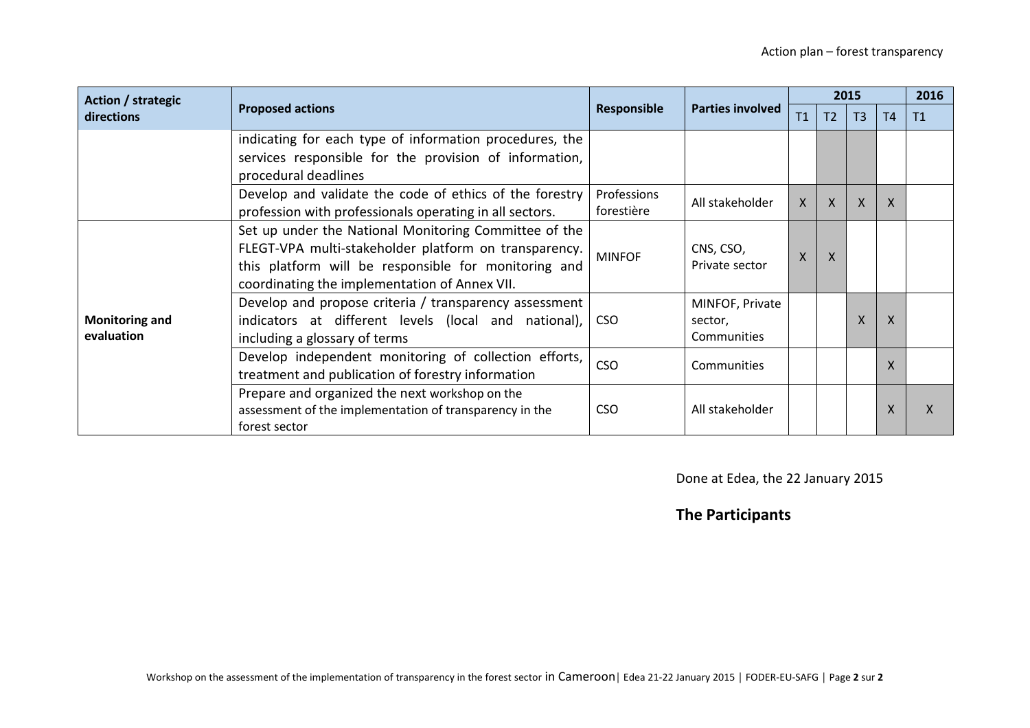| Action / strategic directions | Proposed actions | Responsible | Parties involved | 2015 | | | | 2016 |
|---|---|---|---|---|---|---|---|---|
| | | | | T1 | T2 | T3 | T4 | T1 |
| | indicating for each type of information procedures, the services responsible for the provision of information, procedural deadlines | | | | | | | |
| | Develop and validate the code of ethics of the forestry profession with professionals operating in all sectors. | Professions forestière | All stakeholder | X | X | X | X | |
| Monitoring and evaluation | Set up under the National Monitoring Committee of the FLEGT-VPA multi-stakeholder platform on transparency. this platform will be responsible for monitoring and coordinating the implementation of Annex VII. | MINFOF | CNS, CSO, Private sector | X | X | | | |
| | Develop and propose criteria / transparency assessment indicators at different levels (local and national), including a glossary of terms | CSO | MINFOF, Private sector, Communities | | | X | X | |
| | Develop independent monitoring of collection efforts, treatment and publication of forestry information | CSO | Communities | | | | X | |
| | Prepare and organized the next workshop on the assessment of the implementation of transparency in the forest sector | CSO | All stakeholder | | | | X | X |

Done at Edea, the 22 January 2015

**The Participants**